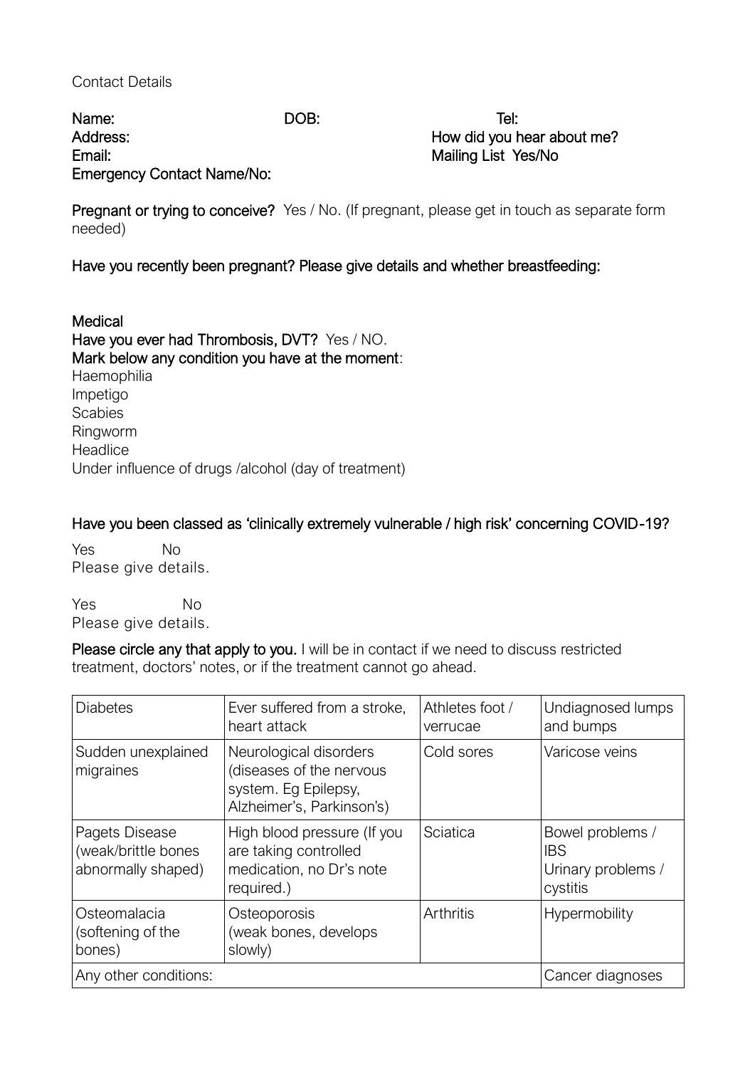Contact Details

**Name:** **DOB:** **Tel:**
**Address:** **How did you hear about me?**
**Email:** **Mailing List Yes/No**
**Emergency Contact Name/No:**

**Pregnant or trying to conceive?** Yes / No. (If pregnant, please get in touch as separate form needed)

**Have you recently been pregnant? Please give details and whether breastfeeding:**

**Medical**
**Have you ever had Thrombosis, DVT?** Yes / NO.
**Mark below any condition you have at the moment**:
Haemophilia
Impetigo
Scabies
Ringworm
Headlice
Under influence of drugs /alcohol (day of treatment)

**Have you been classed as 'clinically extremely vulnerable / high risk' concerning COVID-19?**

Yes No
Please give details.

Yes No
Please give details.

**Please circle any that apply to you.** I will be in contact if we need to discuss restricted treatment, doctors' notes, or if the treatment cannot go ahead.

| Diabetes | Ever suffered from a stroke, heart attack | Athletes foot / verrucae | Undiagnosed lumps and bumps |
|---|---|---|---|
| Sudden unexplained migraines | Neurological disorders (diseases of the nervous system. Eg Epilepsy, Alzheimer's, Parkinson's) | Cold sores | Varicose veins |
| Pagets Disease (weak/brittle bones abnormally shaped) | High blood pressure (If you are taking controlled medication, no Dr's note required.) | Sciatica | Bowel problems / IBS Urinary problems / cystitis |
| Osteomalacia (softening of the bones) | Osteoporosis (weak bones, develops slowly) | Arthritis | Hypermobility |
| Any other conditions: | | | Cancer diagnoses |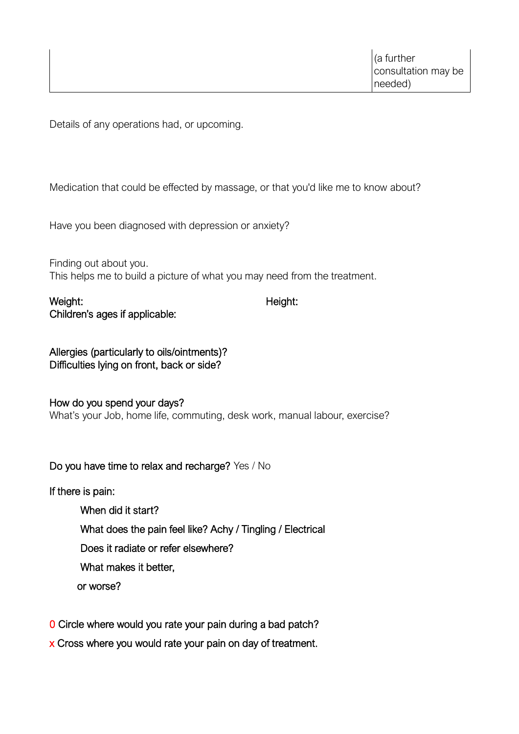| | |
|---|---|
| | (a further consultation may be needed) |

Details of any operations had, or upcoming.

Medication that could be effected by massage, or that you'd like me to know about?

Have you been diagnosed with depression or anxiety?

Finding out about you.
This helps me to build a picture of what you may need from the treatment.

Weight: Height:
Children's ages if applicable:

Allergies (particularly to oils/ointments)?
Difficulties lying on front, back or side?

How do you spend your days?
What's your Job, home life, commuting, desk work, manual labour, exercise?

Do you have time to relax and recharge? Yes / No

If there is pain:

When did it start?

What does the pain feel like? Achy / Tingling / Electrical

Does it radiate or refer elsewhere?

What makes it better,

or worse?

0 Circle where would you rate your pain during a bad patch?

x Cross where you would rate your pain on day of treatment.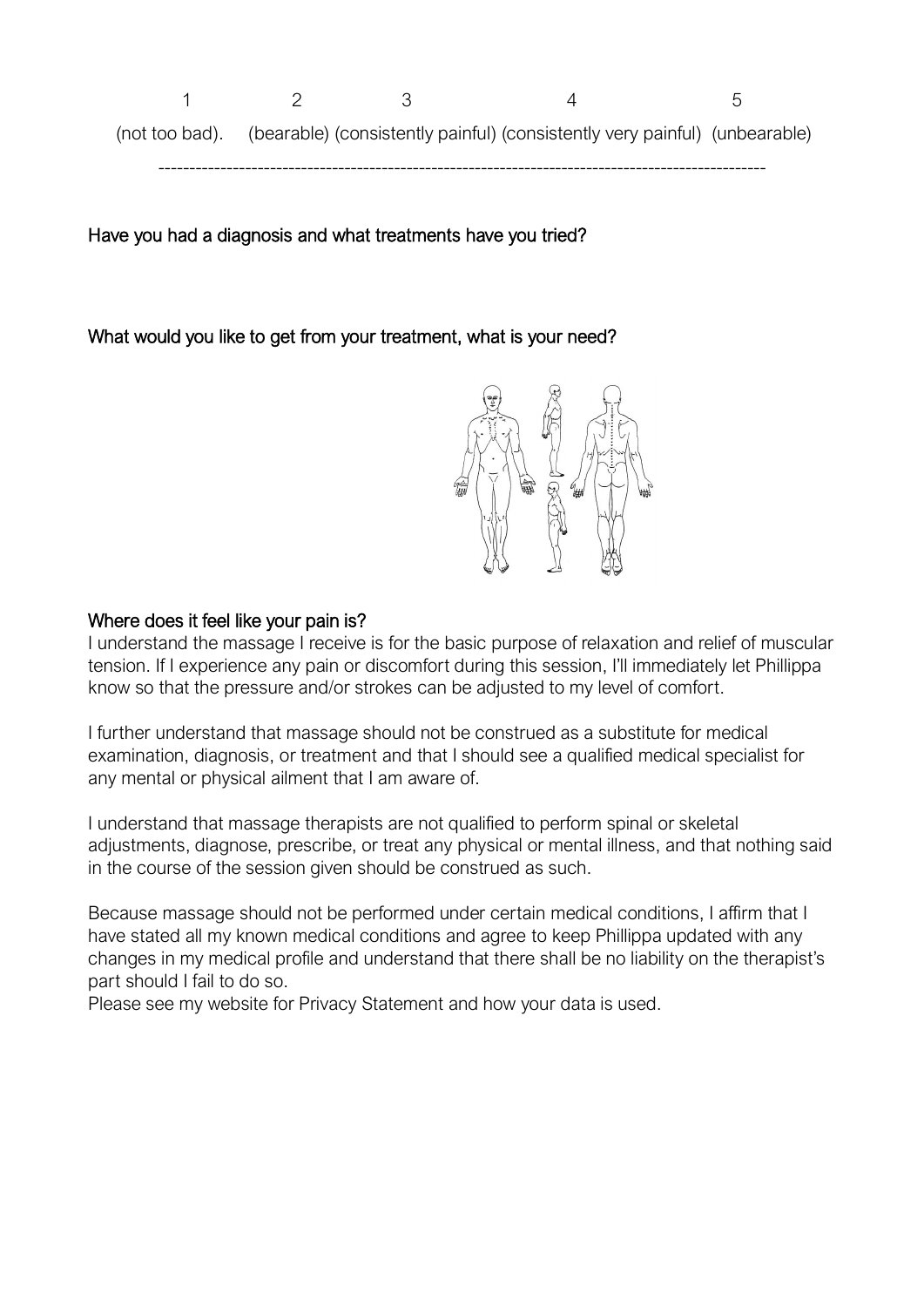| 1 | 2 | 3 | 4 | 5 |
|---|---|---|---|---|
| (not too bad). | (bearable) | (consistently painful) | (consistently very painful) | (unbearable) |

-----------------------------------------------------------------------------------------------

Have you had a diagnosis and what treatments have you tried?

What would you like to get from your treatment, what is your need?

Where does it feel like your pain is?

I understand the massage I receive is for the basic purpose of relaxation and relief of muscular tension. If I experience any pain or discomfort during this session, I'll immediately let Phillippa know so that the pressure and/or strokes can be adjusted to my level of comfort.

I further understand that massage should not be construed as a substitute for medical examination, diagnosis, or treatment and that I should see a qualified medical specialist for any mental or physical ailment that I am aware of.

I understand that massage therapists are not qualified to perform spinal or skeletal adjustments, diagnose, prescribe, or treat any physical or mental illness, and that nothing said in the course of the session given should be construed as such.

Because massage should not be performed under certain medical conditions, I affirm that I have stated all my known medical conditions and agree to keep Phillippa updated with any changes in my medical profile and understand that there shall be no liability on the therapist's part should I fail to do so.

Please see my website for Privacy Statement and how your data is used.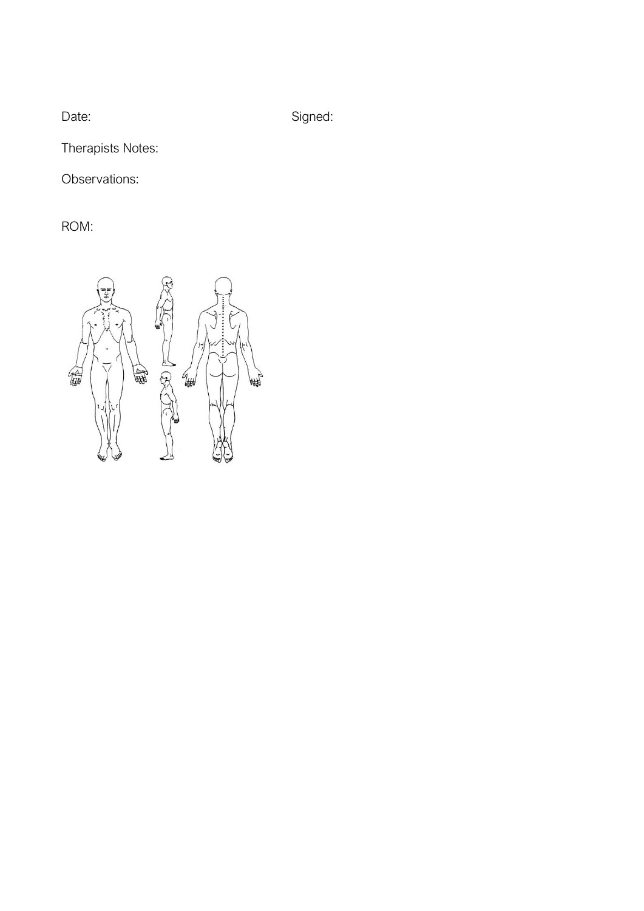Date: Signed:

Therapists Notes:

Observations:

ROM: